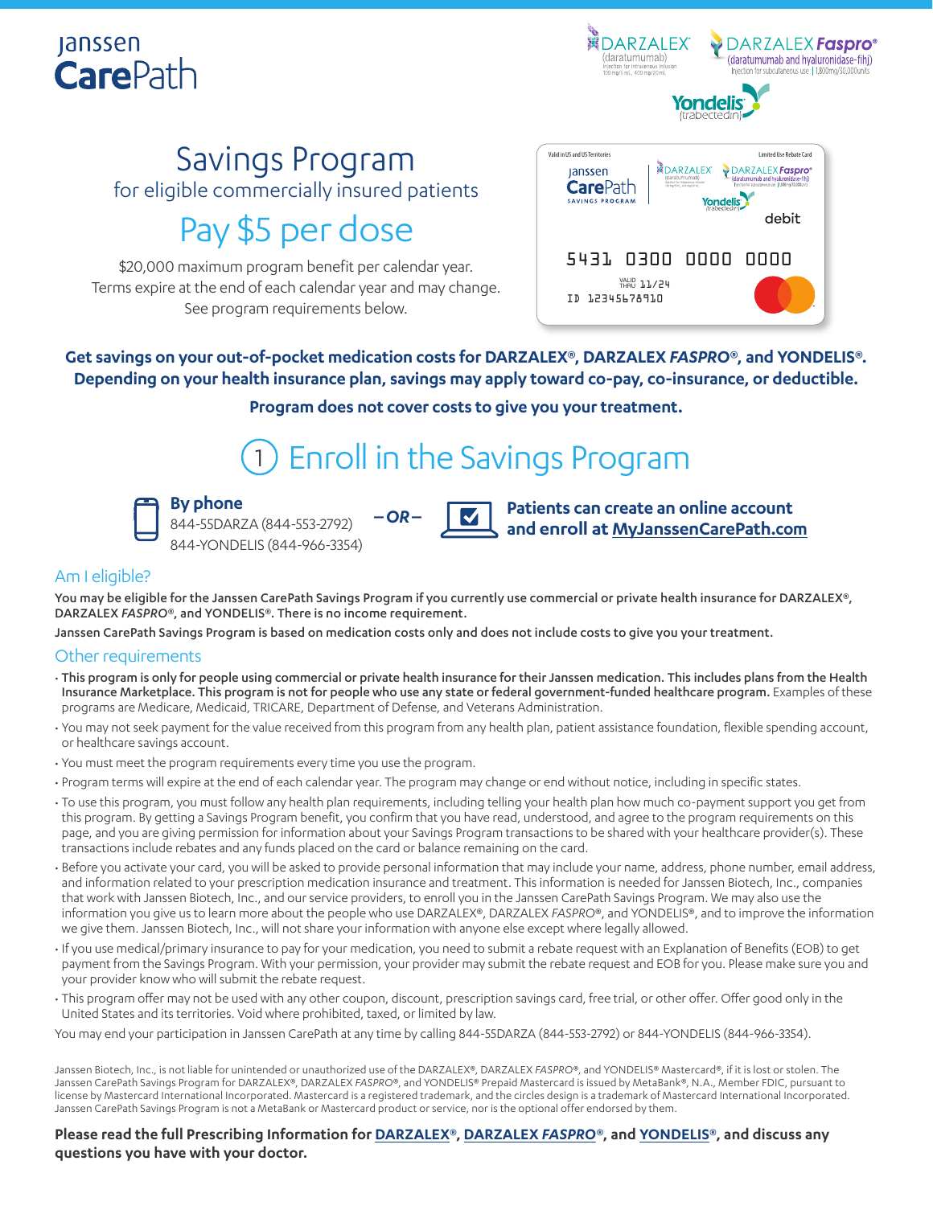Janssen CarePath

DARZALEX® (daratumumab) Injection for intravenous infusion 100 mg/5 mL, 400 mg/20 mL

DARZALEX *Faspro*® (daratumumab and hyaluronidase-fihj) Injection for subcutaneous use | 1,800mg/30,000units

Yondelis® (trabectedin)

# Savings Program

## for eligible commercially insured patients

## Pay $5 per dose

$20,000 maximum program benefit per calendar year.
Terms expire at the end of each calendar year and may change.
See program requirements below.

Valid in US and US Territories — Limited Use Rebate Card

Janssen CarePath SAVINGS PROGRAM — DARZALEX® — DARZALEX *Faspro*® — Yondelis®

debit

5431 0300 0000 0000

VALID THRU 11/24

ID 12345678910

**Get savings on your out-of-pocket medication costs for DARZALEX®, DARZALEX *FASPRO*®, and YONDELIS®. Depending on your health insurance plan, savings may apply toward co-pay, co-insurance, or deductible.**

**Program does not cover costs to give you your treatment.**

# 1 Enroll in the Savings Program

**By phone**
844-55DARZA (844-553-2792)
844-YONDELIS (844-966-3354)

**– OR –**

**Patients can create an online account and enroll at MyJanssenCarePath.com**

### Am I eligible?

**You may be eligible for the Janssen CarePath Savings Program if you currently use commercial or private health insurance for DARZALEX®, DARZALEX *FASPRO*®, and YONDELIS®. There is no income requirement.**

**Janssen CarePath Savings Program is based on medication costs only and does not include costs to give you your treatment.**

### Other requirements

- **This program is only for people using commercial or private health insurance for their Janssen medication. This includes plans from the Health Insurance Marketplace. This program is not for people who use any state or federal government-funded healthcare program.** Examples of these programs are Medicare, Medicaid, TRICARE, Department of Defense, and Veterans Administration.
- You may not seek payment for the value received from this program from any health plan, patient assistance foundation, flexible spending account, or healthcare savings account.
- You must meet the program requirements every time you use the program.
- Program terms will expire at the end of each calendar year. The program may change or end without notice, including in specific states.
- To use this program, you must follow any health plan requirements, including telling your health plan how much co-payment support you get from this program. By getting a Savings Program benefit, you confirm that you have read, understood, and agree to the program requirements on this page, and you are giving permission for information about your Savings Program transactions to be shared with your healthcare provider(s). These transactions include rebates and any funds placed on the card or balance remaining on the card.
- Before you activate your card, you will be asked to provide personal information that may include your name, address, phone number, email address, and information related to your prescription medication insurance and treatment. This information is needed for Janssen Biotech, Inc., companies that work with Janssen Biotech, Inc., and our service providers, to enroll you in the Janssen CarePath Savings Program. We may also use the information you give us to learn more about the people who use DARZALEX®, DARZALEX *FASPRO*®, and YONDELIS®, and to improve the information we give them. Janssen Biotech, Inc., will not share your information with anyone else except where legally allowed.
- If you use medical/primary insurance to pay for your medication, you need to submit a rebate request with an Explanation of Benefits (EOB) to get payment from the Savings Program. With your permission, your provider may submit the rebate request and EOB for you. Please make sure you and your provider know who will submit the rebate request.
- This program offer may not be used with any other coupon, discount, prescription savings card, free trial, or other offer. Offer good only in the United States and its territories. Void where prohibited, taxed, or limited by law.

You may end your participation in Janssen CarePath at any time by calling 844-55DARZA (844-553-2792) or 844-YONDELIS (844-966-3354).

Janssen Biotech, Inc., is not liable for unintended or unauthorized use of the DARZALEX®, DARZALEX *FASPRO*®, and YONDELIS® Mastercard®, if it is lost or stolen. The Janssen CarePath Savings Program for DARZALEX®, DARZALEX *FASPRO*®, and YONDELIS® Prepaid Mastercard is issued by MetaBank®, N.A., Member FDIC, pursuant to license by Mastercard International Incorporated. Mastercard is a registered trademark, and the circles design is a trademark of Mastercard International Incorporated. Janssen CarePath Savings Program is not a MetaBank or Mastercard product or service, nor is the optional offer endorsed by them.

**Please read the full Prescribing Information for DARZALEX®, DARZALEX *FASPRO*®, and YONDELIS®, and discuss any questions you have with your doctor.**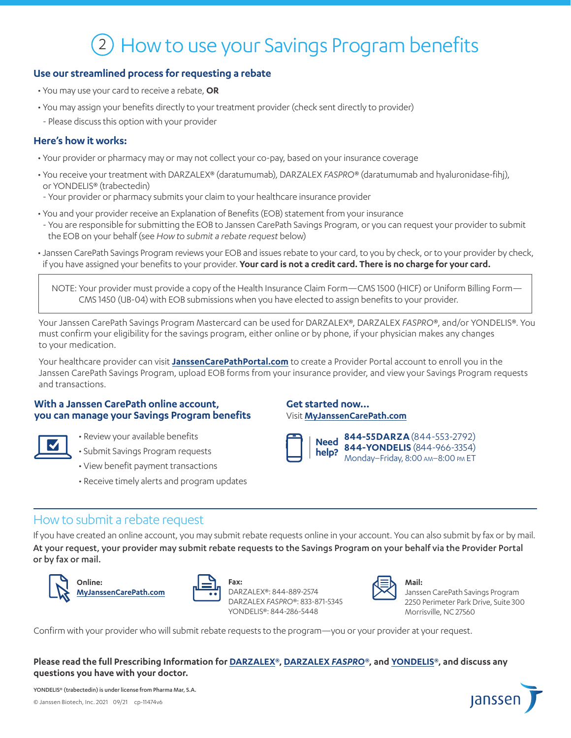# ② How to use your Savings Program benefits

### Use our streamlined process for requesting a rebate

- You may use your card to receive a rebate, **OR**
- You may assign your benefits directly to your treatment provider (check sent directly to provider)
  - Please discuss this option with your provider

### Here's how it works:

- Your provider or pharmacy may or may not collect your co-pay, based on your insurance coverage
- You receive your treatment with DARZALEX® (daratumumab), DARZALEX *FASPRO*® (daratumumab and hyaluronidase-fihj), or YONDELIS® (trabectedin)
  - Your provider or pharmacy submits your claim to your healthcare insurance provider
- You and your provider receive an Explanation of Benefits (EOB) statement from your insurance
  - You are responsible for submitting the EOB to Janssen CarePath Savings Program, or you can request your provider to submit the EOB on your behalf (see *How to submit a rebate request* below)
- Janssen CarePath Savings Program reviews your EOB and issues rebate to your card, to you by check, or to your provider by check, if you have assigned your benefits to your provider. **Your card is not a credit card. There is no charge for your card.**

> NOTE: Your provider must provide a copy of the Health Insurance Claim Form—CMS 1500 (HICF) or Uniform Billing Form—CMS 1450 (UB-04) with EOB submissions when you have elected to assign benefits to your provider.

Your Janssen CarePath Savings Program Mastercard can be used for DARZALEX®, DARZALEX *FASPRO*®, and/or YONDELIS®. You must confirm your eligibility for the savings program, either online or by phone, if your physician makes any changes to your medication.

Your healthcare provider can visit **JanssenCarePathPortal.com** to create a Provider Portal account to enroll you in the Janssen CarePath Savings Program, upload EOB forms from your insurance provider, and view your Savings Program requests and transactions.

### With a Janssen CarePath online account, you can manage your Savings Program benefits

- Review your available benefits
- Submit Savings Program requests
- View benefit payment transactions
- Receive timely alerts and program updates

### Get started now...

Visit **MyJanssenCarePath.com**

**Need help?**
**844-55DARZA** (844-553-2792)
**844-YONDELIS** (844-966-3354)
Monday–Friday, 8:00 AM–8:00 PM ET

## How to submit a rebate request

If you have created an online account, you may submit rebate requests online in your account. You can also submit by fax or by mail. At your request, your provider may submit rebate requests to the Savings Program on your behalf via the Provider Portal or by fax or mail.

**Online:**
**MyJanssenCarePath.com**

**Fax:**
DARZALEX®: 844-889-2574
DARZALEX *FASPRO*®: 833-871-5345
YONDELIS®: 844-286-5448

**Mail:**
Janssen CarePath Savings Program
2250 Perimeter Park Drive, Suite 300
Morrisville, NC 27560

Confirm with your provider who will submit rebate requests to the program—you or your provider at your request.

**Please read the full Prescribing Information for DARZALEX®, DARZALEX *FASPRO*®, and YONDELIS®, and discuss any questions you have with your doctor.**

YONDELIS® (trabectedin) is under license from Pharma Mar, S.A.

© Janssen Biotech, Inc. 2021 09/21 cp-11474v6

janssen